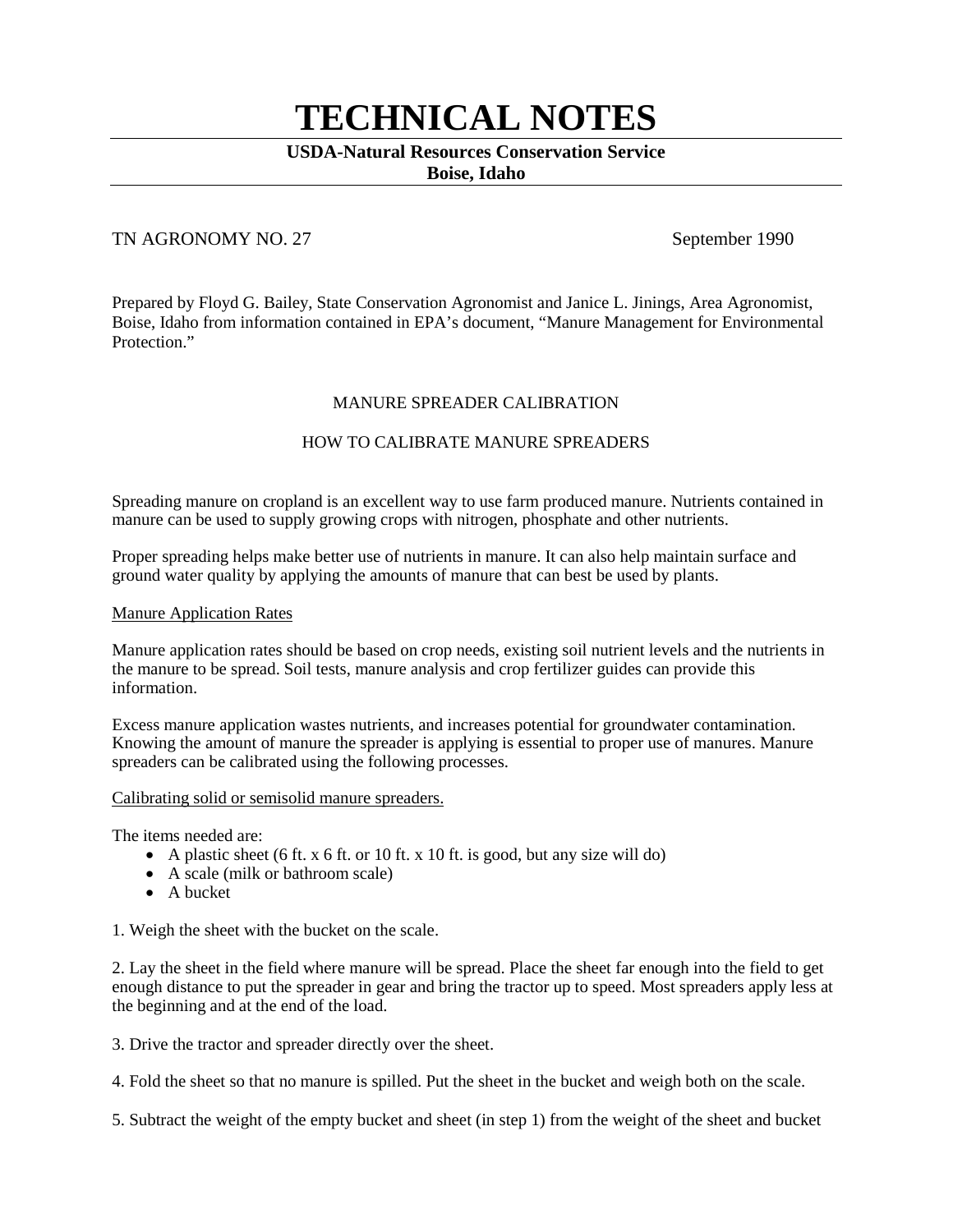# TECHNICAL NOTES

**USDA-Natural Resources Conservation Service**
**Boise, Idaho**

TN AGRONOMY NO. 27 September 1990

Prepared by Floyd G. Bailey, State Conservation Agronomist and Janice L. Jinings, Area Agronomist, Boise, Idaho from information contained in EPA's document, "Manure Management for Environmental Protection."

## MANURE SPREADER CALIBRATION

## HOW TO CALIBRATE MANURE SPREADERS

Spreading manure on cropland is an excellent way to use farm produced manure. Nutrients contained in manure can be used to supply growing crops with nitrogen, phosphate and other nutrients.

Proper spreading helps make better use of nutrients in manure. It can also help maintain surface and ground water quality by applying the amounts of manure that can best be used by plants.

### Manure Application Rates

Manure application rates should be based on crop needs, existing soil nutrient levels and the nutrients in the manure to be spread. Soil tests, manure analysis and crop fertilizer guides can provide this information.

Excess manure application wastes nutrients, and increases potential for groundwater contamination. Knowing the amount of manure the spreader is applying is essential to proper use of manures. Manure spreaders can be calibrated using the following processes.

### Calibrating solid or semisolid manure spreaders.

The items needed are:

- A plastic sheet (6 ft. x 6 ft. or 10 ft. x 10 ft. is good, but any size will do)
- A scale (milk or bathroom scale)
- A bucket

1. Weigh the sheet with the bucket on the scale.

2. Lay the sheet in the field where manure will be spread. Place the sheet far enough into the field to get enough distance to put the spreader in gear and bring the tractor up to speed. Most spreaders apply less at the beginning and at the end of the load.

3. Drive the tractor and spreader directly over the sheet.

4. Fold the sheet so that no manure is spilled. Put the sheet in the bucket and weigh both on the scale.

5. Subtract the weight of the empty bucket and sheet (in step 1) from the weight of the sheet and bucket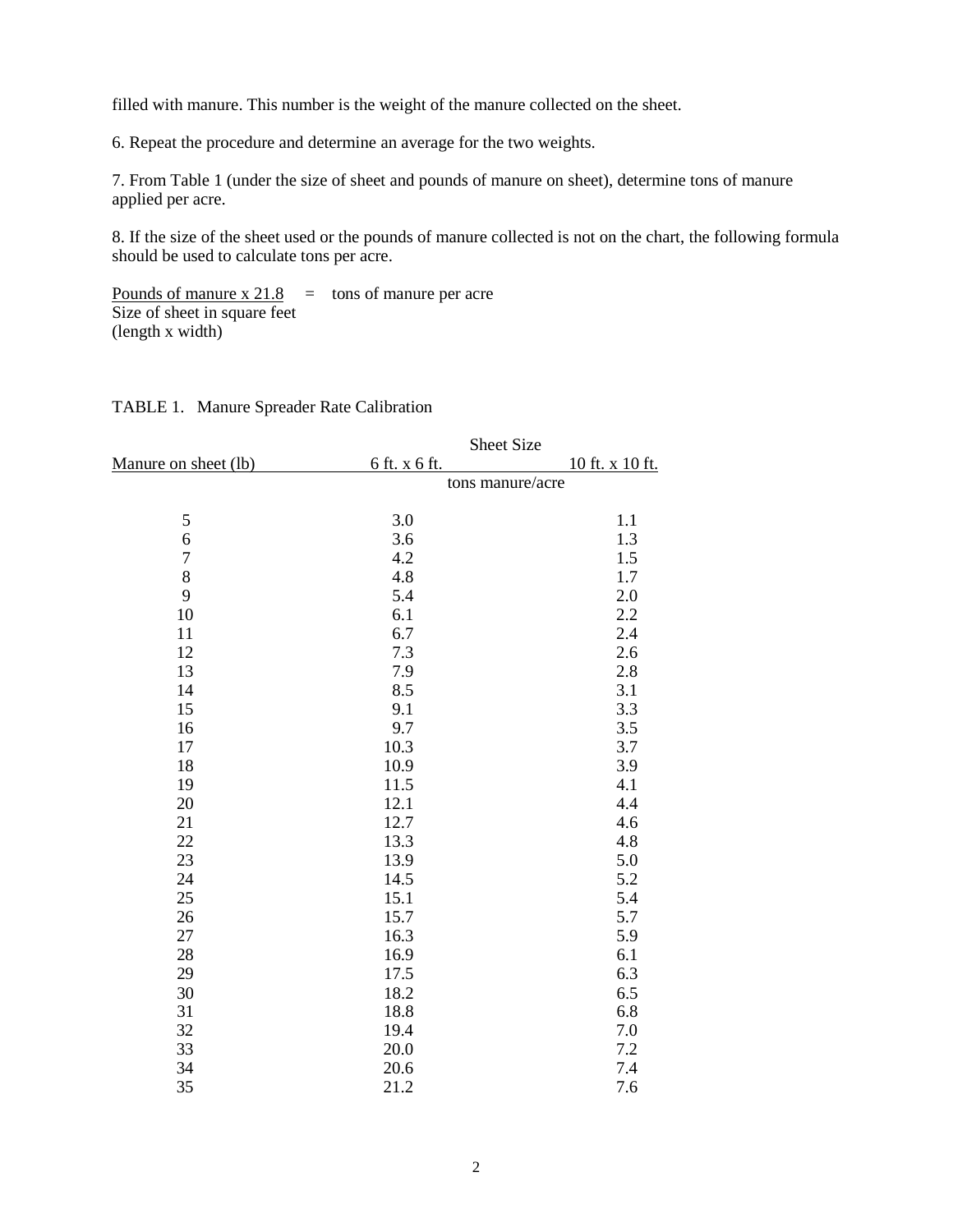filled with manure. This number is the weight of the manure collected on the sheet.

6. Repeat the procedure and determine an average for the two weights.

7. From Table 1 (under the size of sheet and pounds of manure on sheet), determine tons of manure applied per acre.

8. If the size of the sheet used or the pounds of manure collected is not on the chart, the following formula should be used to calculate tons per acre.

$$\frac{\text{Pounds of manure} \times 21.8}{\text{Size of sheet in square feet (length x width)}} = \text{tons of manure per acre}$$

TABLE 1. Manure Spreader Rate Calibration

| Manure on sheet (lb) | Sheet Size: 6 ft. x 6 ft. | Sheet Size: 10 ft. x 10 ft. |
|---|---|---|
| | tons manure/acre | |
| 5 | 3.0 | 1.1 |
| 6 | 3.6 | 1.3 |
| 7 | 4.2 | 1.5 |
| 8 | 4.8 | 1.7 |
| 9 | 5.4 | 2.0 |
| 10 | 6.1 | 2.2 |
| 11 | 6.7 | 2.4 |
| 12 | 7.3 | 2.6 |
| 13 | 7.9 | 2.8 |
| 14 | 8.5 | 3.1 |
| 15 | 9.1 | 3.3 |
| 16 | 9.7 | 3.5 |
| 17 | 10.3 | 3.7 |
| 18 | 10.9 | 3.9 |
| 19 | 11.5 | 4.1 |
| 20 | 12.1 | 4.4 |
| 21 | 12.7 | 4.6 |
| 22 | 13.3 | 4.8 |
| 23 | 13.9 | 5.0 |
| 24 | 14.5 | 5.2 |
| 25 | 15.1 | 5.4 |
| 26 | 15.7 | 5.7 |
| 27 | 16.3 | 5.9 |
| 28 | 16.9 | 6.1 |
| 29 | 17.5 | 6.3 |
| 30 | 18.2 | 6.5 |
| 31 | 18.8 | 6.8 |
| 32 | 19.4 | 7.0 |
| 33 | 20.0 | 7.2 |
| 34 | 20.6 | 7.4 |
| 35 | 21.2 | 7.6 |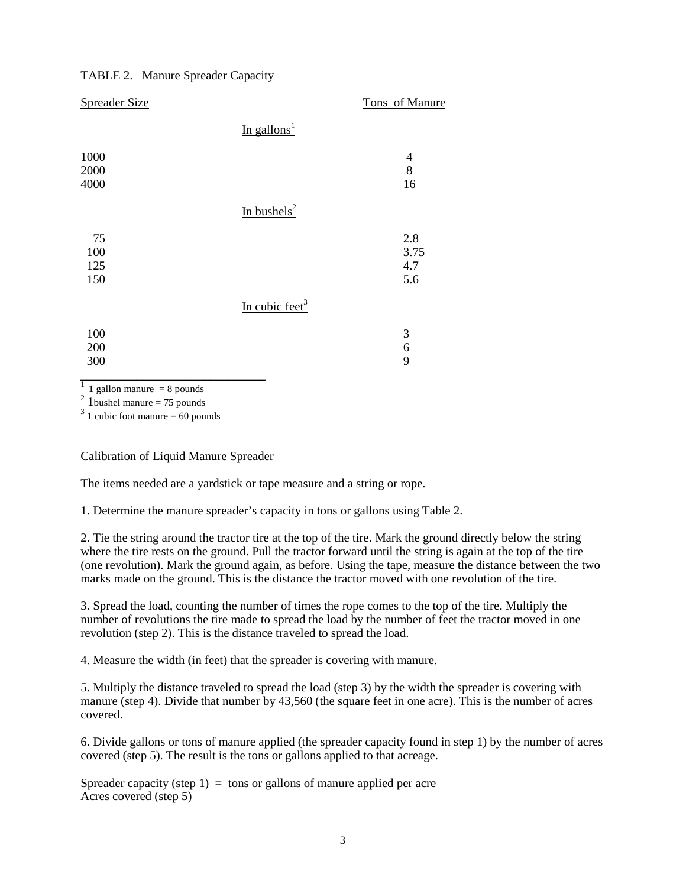TABLE 2. Manure Spreader Capacity

| Spreader Size | Tons of Manure |
|---|---|
| In gallons[1] | |
| 1000 | 4 |
| 2000 | 8 |
| 4000 | 16 |
| In bushels[2] | |
| 75 | 2.8 |
| 100 | 3.75 |
| 125 | 4.7 |
| 150 | 5.6 |
| In cubic feet[3] | |
| 100 | 3 |
| 200 | 6 |
| 300 | 9 |

[1] 1 gallon manure = 8 pounds
[2] 1bushel manure = 75 pounds
[3] 1 cubic foot manure = 60 pounds

## Calibration of Liquid Manure Spreader

The items needed are a yardstick or tape measure and a string or rope.

1. Determine the manure spreader's capacity in tons or gallons using Table 2.

2. Tie the string around the tractor tire at the top of the tire. Mark the ground directly below the string where the tire rests on the ground. Pull the tractor forward until the string is again at the top of the tire (one revolution). Mark the ground again, as before. Using the tape, measure the distance between the two marks made on the ground. This is the distance the tractor moved with one revolution of the tire.

3. Spread the load, counting the number of times the rope comes to the top of the tire. Multiply the number of revolutions the tire made to spread the load by the number of feet the tractor moved in one revolution (step 2). This is the distance traveled to spread the load.

4. Measure the width (in feet) that the spreader is covering with manure.

5. Multiply the distance traveled to spread the load (step 3) by the width the spreader is covering with manure (step 4). Divide that number by 43,560 (the square feet in one acre). This is the number of acres covered.

6. Divide gallons or tons of manure applied (the spreader capacity found in step 1) by the number of acres covered (step 5). The result is the tons or gallons applied to that acreage.

$$\frac{\text{Spreader capacity (step 1)}}{\text{Acres covered (step 5)}} = \text{tons or gallons of manure applied per acre}$$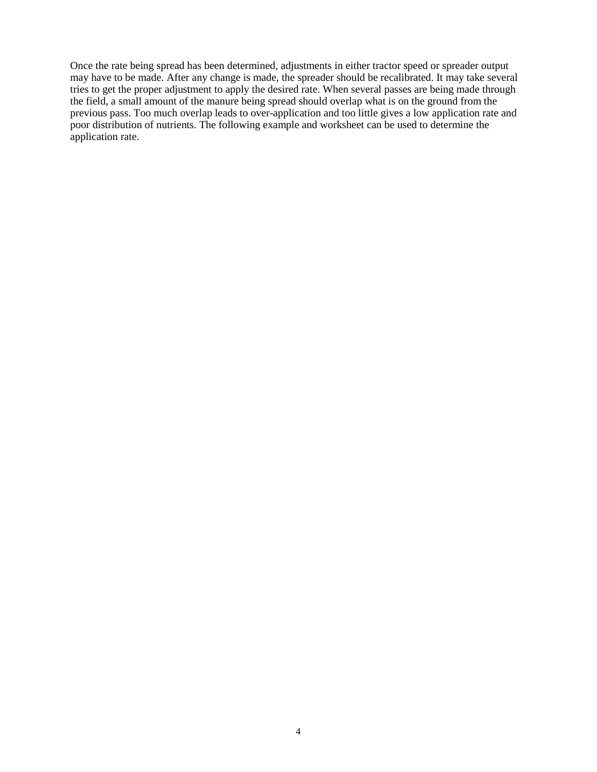Once the rate being spread has been determined, adjustments in either tractor speed or spreader output may have to be made. After any change is made, the spreader should be recalibrated. It may take several tries to get the proper adjustment to apply the desired rate. When several passes are being made through the field, a small amount of the manure being spread should overlap what is on the ground from the previous pass. Too much overlap leads to over-application and too little gives a low application rate and poor distribution of nutrients. The following example and worksheet can be used to determine the application rate.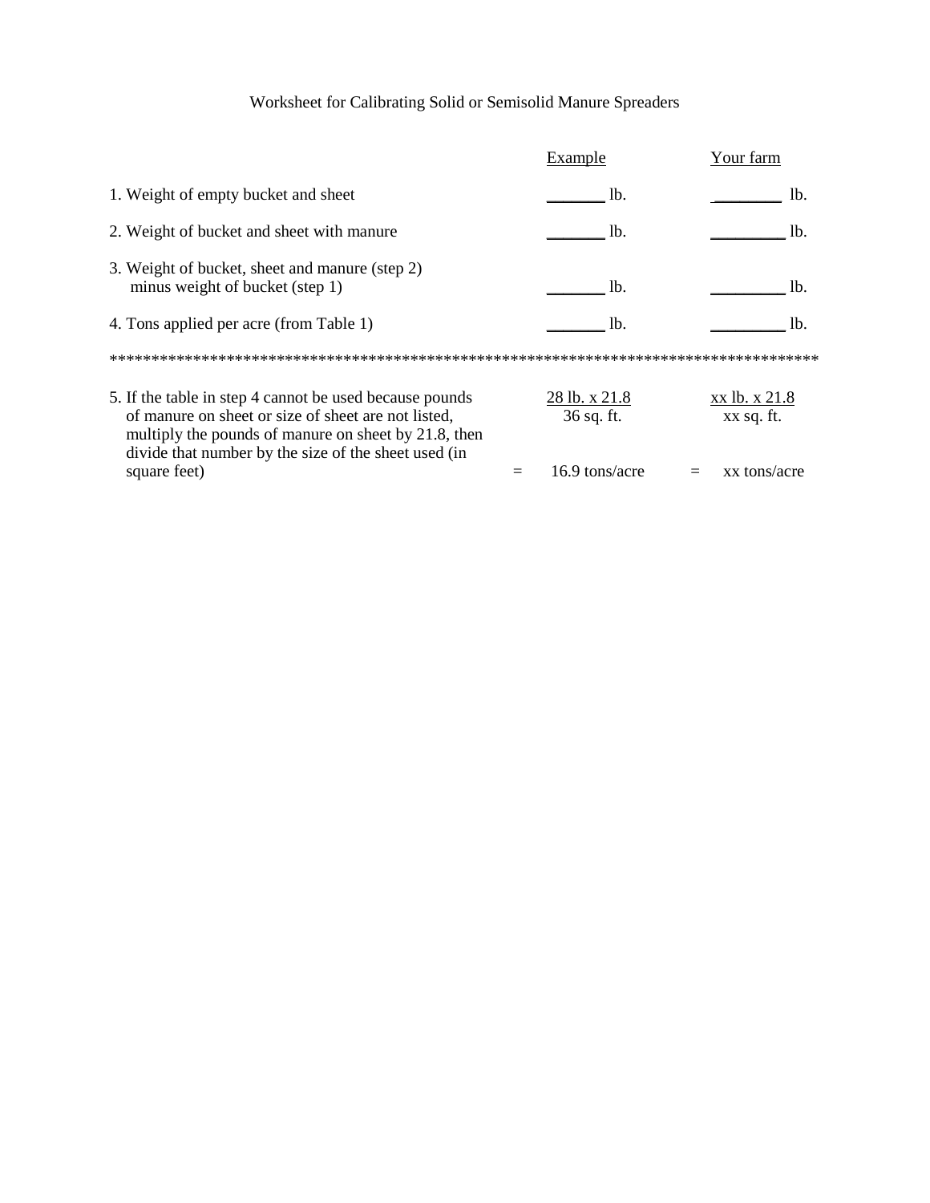# Worksheet for Calibrating Solid or Semisolid Manure Spreaders

| | Example | Your farm |
|---|---|---|
| 1. Weight of empty bucket and sheet | _______ lb. | ________ lb. |
| 2. Weight of bucket and sheet with manure | _______ lb. | _________ lb. |
| 3. Weight of bucket, sheet and manure (step 2) minus weight of bucket (step 1) | _______ lb. | _________ lb. |
| 4. Tons applied per acre (from Table 1) | _______ lb. | _________ lb. |

**************************************************************************************

| | Example | Your farm |
|---|---|---|
| 5. If the table in step 4 cannot be used because pounds of manure on sheet or size of sheet are not listed, multiply the pounds of manure on sheet by 21.8, then divide that number by the size of the sheet used (in square feet) | $\frac{\text{28 lb. x 21.8}}{\text{36 sq. ft.}}$ = 16.9 tons/acre | $\frac{\text{xx lb. x 21.8}}{\text{xx sq. ft.}}$ = xx tons/acre |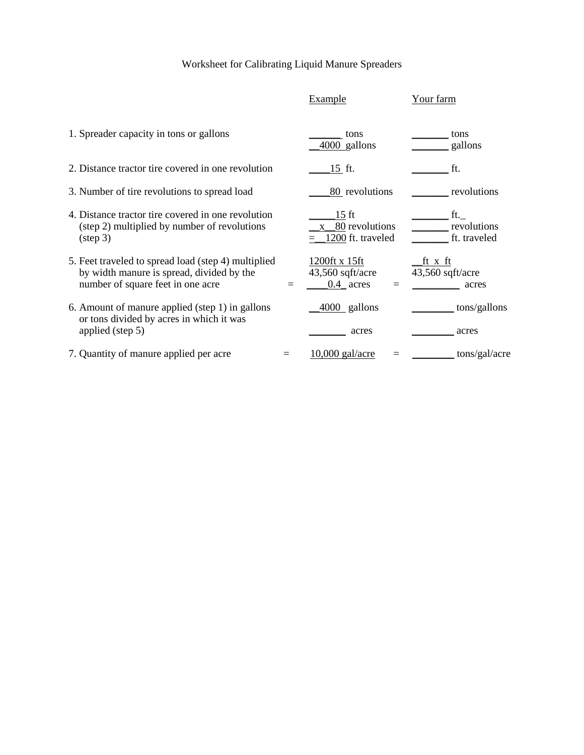Worksheet for Calibrating Liquid Manure Spreaders

| | | Example | | Your farm |
|---|---|---|---|---|
| 1. Spreader capacity in tons or gallons | | ______ tons<br>__4000 gallons | | _______ tons<br>_______ gallons |
| 2. Distance tractor tire covered in one revolution | | ____15 ft. | | _______ ft. |
| 3. Number of tire revolutions to spread load | | ____80 revolutions | | _______ revolutions |
| 4. Distance tractor tire covered in one revolution (step 2) multiplied by number of revolutions (step 3) | | _____15 ft<br>__x__80 revolutions<br>=__1200 ft. traveled | | _______ ft._<br>_______ revolutions<br>_______ ft. traveled |
| 5. Feet traveled to spread load (step 4) multiplied by width manure is spread, divided by the number of square feet in one acre | = | 1200ft x 15ft<br>43,560 sqft/acre<br>____0.4_ acres | = | __ft x ft<br>43,560 sqft/acre<br>_________ acres |
| 6. Amount of manure applied (step 1) in gallons or tons divided by acres in which it was applied (step 5) | | __4000 gallons<br><br>_______ acres | | ________ tons/gallons<br><br>________ acres |
| 7. Quantity of manure applied per acre | = | 10,000 gal/acre | = | ________ tons/gal/acre |